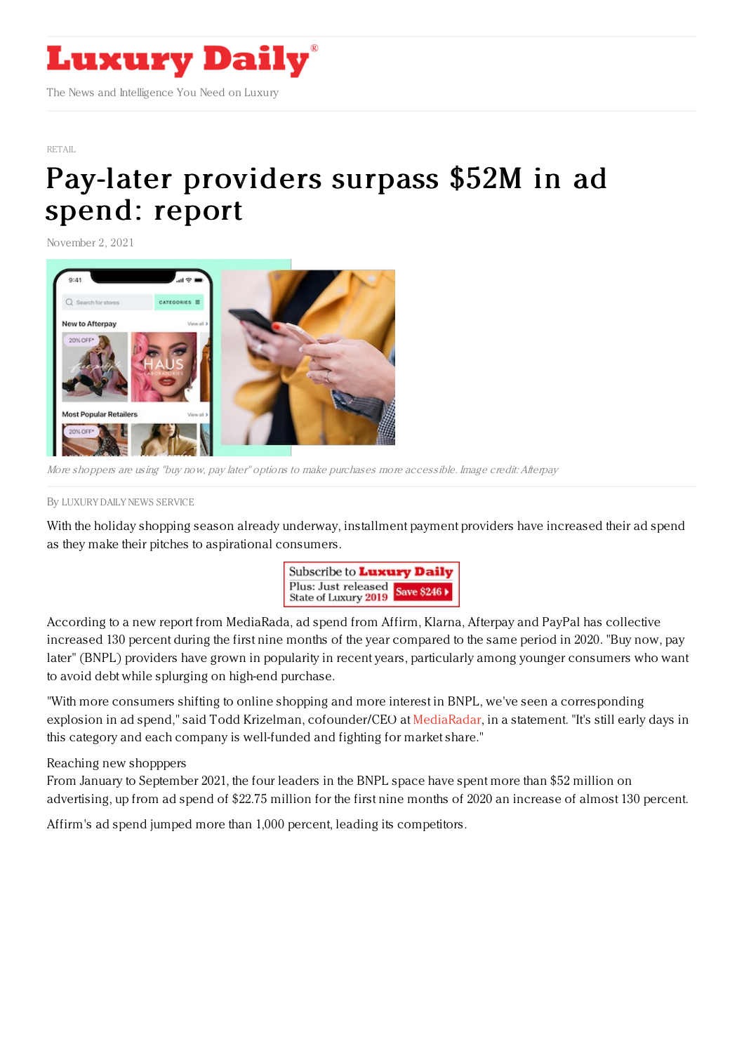# Luxury Daily

The News and Intelligence You Need on Luxury

RETAIL

# Pay-later providers surpass $52M in ad spend: report

November 2, 2021

*More shoppers are using "buy now, pay later" options to make purchases more accessible. Image credit: Afterpay*

By LUXURY DAILY NEWS SERVICE

With the holiday shopping season already underway, installment payment providers have increased their ad spend as they make their pitches to aspirational consumers.

According to a new report from MediaRada, ad spend from Affirm, Klarna, Afterpay and PayPal has collective increased 130 percent during the first nine months of the year compared to the same period in 2020. "Buy now, pay later" (BNPL) providers have grown in popularity in recent years, particularly among younger consumers who want to avoid debt while splurging on high-end purchase.

"With more consumers shifting to online shopping and more interest in BNPL, we've seen a corresponding explosion in ad spend," said Todd Krizelman, cofounder/CEO at MediaRadar, in a statement. "It's still early days in this category and each company is well-funded and fighting for market share."

Reaching new shopppers

From January to September 2021, the four leaders in the BNPL space have spent more than $52 million on advertising, up from ad spend of $22.75 million for the first nine months of 2020 an increase of almost 130 percent.

Affirm's ad spend jumped more than 1,000 percent, leading its competitors.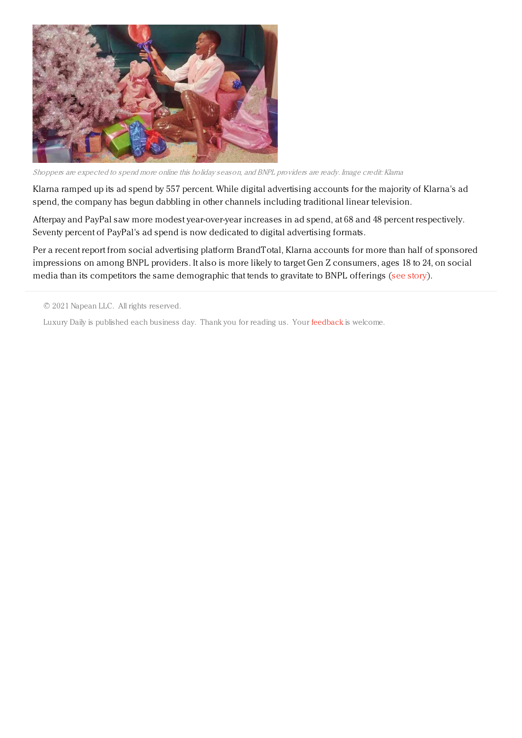*Shoppers are expected to spend more online this holiday season, and BNPL providers are ready. Image credit: Klarna*

Klarna ramped up its ad spend by 557 percent. While digital advertising accounts for the majority of Klarna's ad spend, the company has begun dabbling in other channels including traditional linear television.

Afterpay and PayPal saw more modest year-over-year increases in ad spend, at 68 and 48 percent respectively. Seventy percent of PayPal's ad spend is now dedicated to digital advertising formats.

Per a recent report from social advertising platform BrandTotal, Klarna accounts for more than half of sponsored impressions on among BNPL providers. It also is more likely to target Gen Z consumers, ages 18 to 24, on social media than its competitors the same demographic that tends to gravitate to BNPL offerings (see story).

© 2021 Napean LLC. All rights reserved.

Luxury Daily is published each business day. Thank you for reading us. Your feedback is welcome.